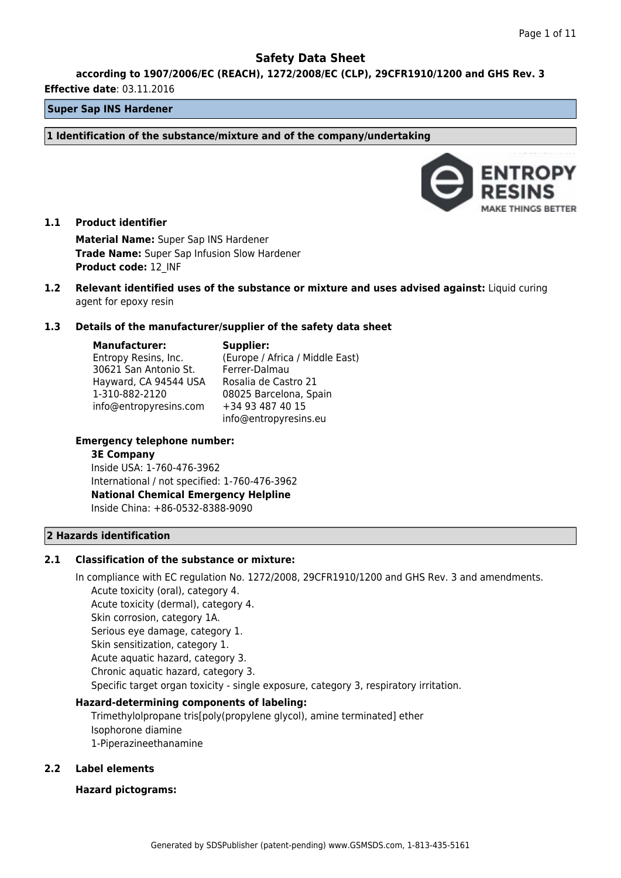# Safety Data Sheet

**according to 1907/2006/EC (REACH), 1272/2008/EC (CLP), 29CFR1910/1200 and GHS Rev. 3**

**Effective date**: 03.11.2016

## Super Sap INS Hardener

## 1 Identification of the substance/mixture and of the company/undertaking

### 1.1 Product identifier

**Material Name:** Super Sap INS Hardener
**Trade Name:** Super Sap Infusion Slow Hardener
**Product code:** 12_INF

### 1.2 Relevant identified uses of the substance or mixture and uses advised against: Liquid curing agent for epoxy resin

### 1.3 Details of the manufacturer/supplier of the safety data sheet

| **Manufacturer:** | **Supplier:** |
|---|---|
| Entropy Resins, Inc. | (Europe / Africa / Middle East) |
| 30621 San Antonio St. | Ferrer-Dalmau |
| Hayward, CA 94544 USA | Rosalia de Castro 21 |
| 1-310-882-2120 | 08025 Barcelona, Spain |
| info@entropyresins.com | +34 93 487 40 15 |
| | info@entropyresins.eu |

**Emergency telephone number:**

**3E Company**
Inside USA: 1-760-476-3962
International / not specified: 1-760-476-3962
**National Chemical Emergency Helpline**
Inside China: +86-0532-8388-9090

## 2 Hazards identification

### 2.1 Classification of the substance or mixture:

In compliance with EC regulation No. 1272/2008, 29CFR1910/1200 and GHS Rev. 3 and amendments.

Acute toxicity (oral), category 4.
Acute toxicity (dermal), category 4.
Skin corrosion, category 1A.
Serious eye damage, category 1.
Skin sensitization, category 1.
Acute aquatic hazard, category 3.
Chronic aquatic hazard, category 3.
Specific target organ toxicity - single exposure, category 3, respiratory irritation.

**Hazard-determining components of labeling:**

Trimethylolpropane tris[poly(propylene glycol), amine terminated] ether
Isophorone diamine
1-Piperazineethanamine

### 2.2 Label elements

**Hazard pictograms:**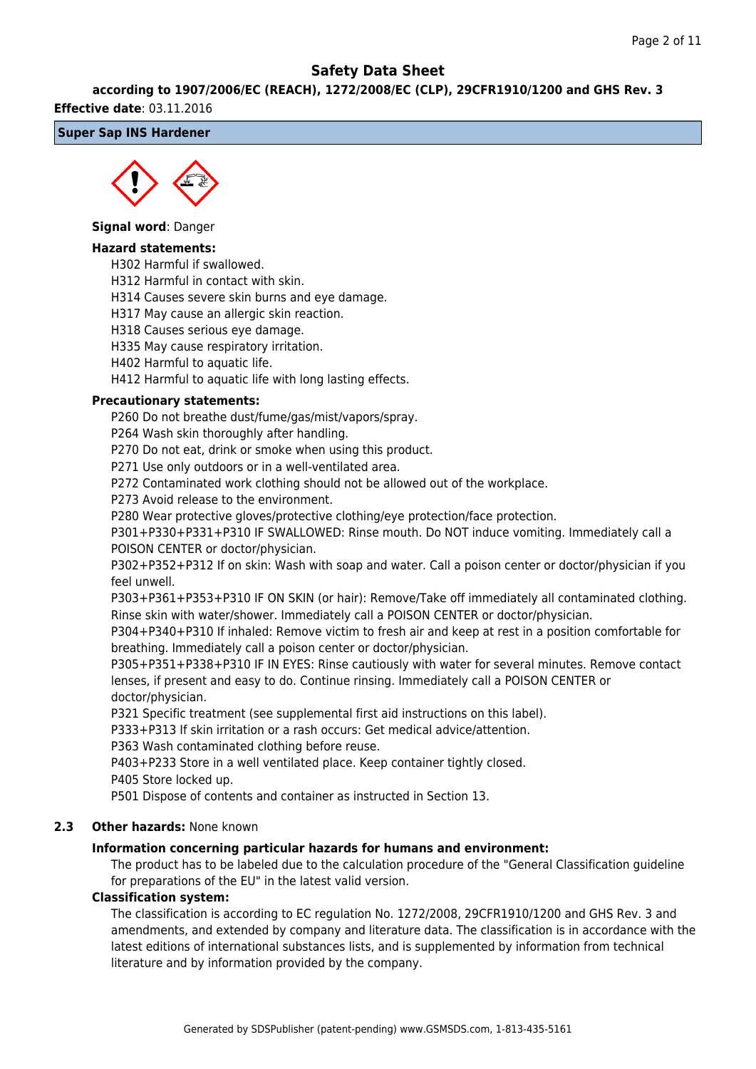# Safety Data Sheet

**according to 1907/2006/EC (REACH), 1272/2008/EC (CLP), 29CFR1910/1200 and GHS Rev. 3**

**Effective date**: 03.11.2016

**Super Sap INS Hardener**

**Signal word**: Danger

**Hazard statements:**

H302 Harmful if swallowed.
H312 Harmful in contact with skin.
H314 Causes severe skin burns and eye damage.
H317 May cause an allergic skin reaction.
H318 Causes serious eye damage.
H335 May cause respiratory irritation.
H402 Harmful to aquatic life.
H412 Harmful to aquatic life with long lasting effects.

**Precautionary statements:**

P260 Do not breathe dust/fume/gas/mist/vapors/spray.
P264 Wash skin thoroughly after handling.
P270 Do not eat, drink or smoke when using this product.
P271 Use only outdoors or in a well-ventilated area.
P272 Contaminated work clothing should not be allowed out of the workplace.
P273 Avoid release to the environment.
P280 Wear protective gloves/protective clothing/eye protection/face protection.
P301+P330+P331+P310 IF SWALLOWED: Rinse mouth. Do NOT induce vomiting. Immediately call a POISON CENTER or doctor/physician.
P302+P352+P312 If on skin: Wash with soap and water. Call a poison center or doctor/physician if you feel unwell.
P303+P361+P353+P310 IF ON SKIN (or hair): Remove/Take off immediately all contaminated clothing. Rinse skin with water/shower. Immediately call a POISON CENTER or doctor/physician.
P304+P340+P310 If inhaled: Remove victim to fresh air and keep at rest in a position comfortable for breathing. Immediately call a poison center or doctor/physician.
P305+P351+P338+P310 IF IN EYES: Rinse cautiously with water for several minutes. Remove contact lenses, if present and easy to do. Continue rinsing. Immediately call a POISON CENTER or doctor/physician.
P321 Specific treatment (see supplemental first aid instructions on this label).
P333+P313 If skin irritation or a rash occurs: Get medical advice/attention.
P363 Wash contaminated clothing before reuse.
P403+P233 Store in a well ventilated place. Keep container tightly closed.
P405 Store locked up.
P501 Dispose of contents and container as instructed in Section 13.

**2.3 Other hazards:** None known

**Information concerning particular hazards for humans and environment:**

The product has to be labeled due to the calculation procedure of the "General Classification guideline for preparations of the EU" in the latest valid version.

**Classification system:**

The classification is according to EC regulation No. 1272/2008, 29CFR1910/1200 and GHS Rev. 3 and amendments, and extended by company and literature data. The classification is in accordance with the latest editions of international substances lists, and is supplemented by information from technical literature and by information provided by the company.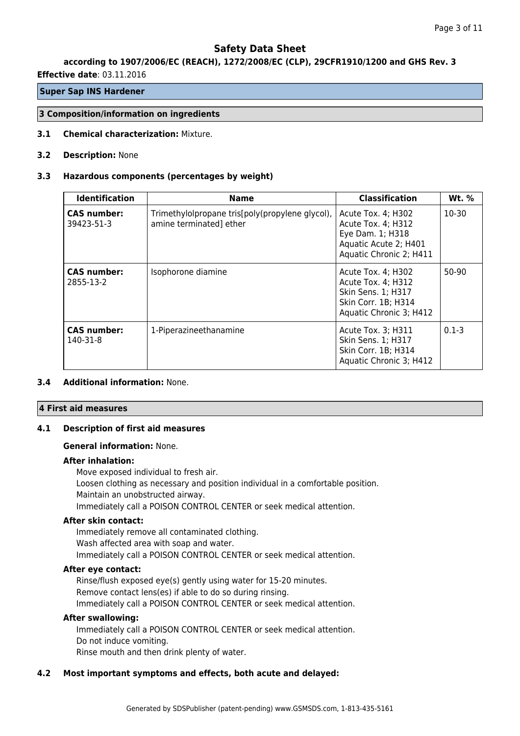# Safety Data Sheet

**according to 1907/2006/EC (REACH), 1272/2008/EC (CLP), 29CFR1910/1200 and GHS Rev. 3**

**Effective date**: 03.11.2016

**Super Sap INS Hardener**

## 3 Composition/information on ingredients

**3.1 Chemical characterization:** Mixture.

**3.2 Description:** None

**3.3 Hazardous components (percentages by weight)**

| Identification | Name | Classification | Wt. % |
|---|---|---|---|
| **CAS number:** 39423-51-3 | Trimethylolpropane tris[poly(propylene glycol), amine terminated] ether | Acute Tox. 4; H302<br>Acute Tox. 4; H312<br>Eye Dam. 1; H318<br>Aquatic Acute 2; H401<br>Aquatic Chronic 2; H411 | 10-30 |
| **CAS number:** 2855-13-2 | Isophorone diamine | Acute Tox. 4; H302<br>Acute Tox. 4; H312<br>Skin Sens. 1; H317<br>Skin Corr. 1B; H314<br>Aquatic Chronic 3; H412 | 50-90 |
| **CAS number:** 140-31-8 | 1-Piperazineethanamine | Acute Tox. 3; H311<br>Skin Sens. 1; H317<br>Skin Corr. 1B; H314<br>Aquatic Chronic 3; H412 | 0.1-3 |

**3.4 Additional information:** None.

## 4 First aid measures

**4.1 Description of first aid measures**

**General information:** None.

**After inhalation:**

Move exposed individual to fresh air.
Loosen clothing as necessary and position individual in a comfortable position.
Maintain an unobstructed airway.
Immediately call a POISON CONTROL CENTER or seek medical attention.

**After skin contact:**

Immediately remove all contaminated clothing.
Wash affected area with soap and water.
Immediately call a POISON CONTROL CENTER or seek medical attention.

**After eye contact:**

Rinse/flush exposed eye(s) gently using water for 15-20 minutes.
Remove contact lens(es) if able to do so during rinsing.
Immediately call a POISON CONTROL CENTER or seek medical attention.

**After swallowing:**

Immediately call a POISON CONTROL CENTER or seek medical attention.
Do not induce vomiting.
Rinse mouth and then drink plenty of water.

**4.2 Most important symptoms and effects, both acute and delayed:**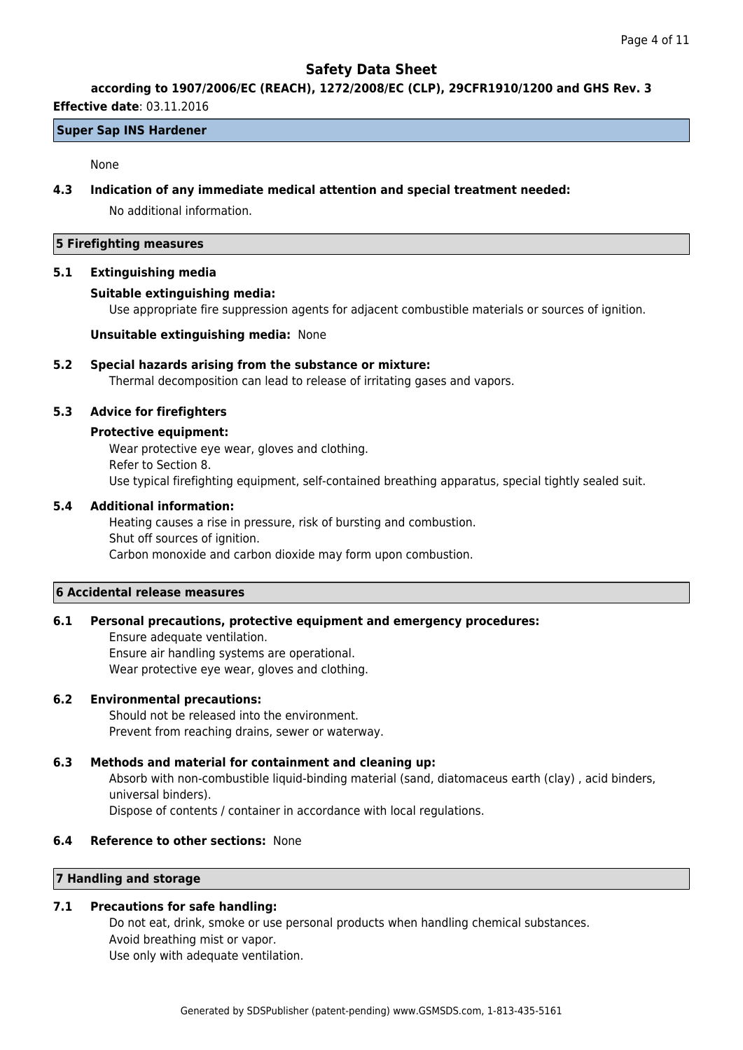None

### 4.3 Indication of any immediate medical attention and special treatment needed:

No additional information.

## 5 Firefighting measures

### 5.1 Extinguishing media

**Suitable extinguishing media:**

Use appropriate fire suppression agents for adjacent combustible materials or sources of ignition.

**Unsuitable extinguishing media:** None

### 5.2 Special hazards arising from the substance or mixture:

Thermal decomposition can lead to release of irritating gases and vapors.

### 5.3 Advice for firefighters

**Protective equipment:**

Wear protective eye wear, gloves and clothing.
Refer to Section 8.
Use typical firefighting equipment, self-contained breathing apparatus, special tightly sealed suit.

### 5.4 Additional information:

Heating causes a rise in pressure, risk of bursting and combustion.
Shut off sources of ignition.
Carbon monoxide and carbon dioxide may form upon combustion.

## 6 Accidental release measures

### 6.1 Personal precautions, protective equipment and emergency procedures:

Ensure adequate ventilation.
Ensure air handling systems are operational.
Wear protective eye wear, gloves and clothing.

### 6.2 Environmental precautions:

Should not be released into the environment.
Prevent from reaching drains, sewer or waterway.

### 6.3 Methods and material for containment and cleaning up:

Absorb with non-combustible liquid-binding material (sand, diatomaceus earth (clay) , acid binders, universal binders).
Dispose of contents / container in accordance with local regulations.

### 6.4 Reference to other sections: None

## 7 Handling and storage

### 7.1 Precautions for safe handling:

Do not eat, drink, smoke or use personal products when handling chemical substances.
Avoid breathing mist or vapor.
Use only with adequate ventilation.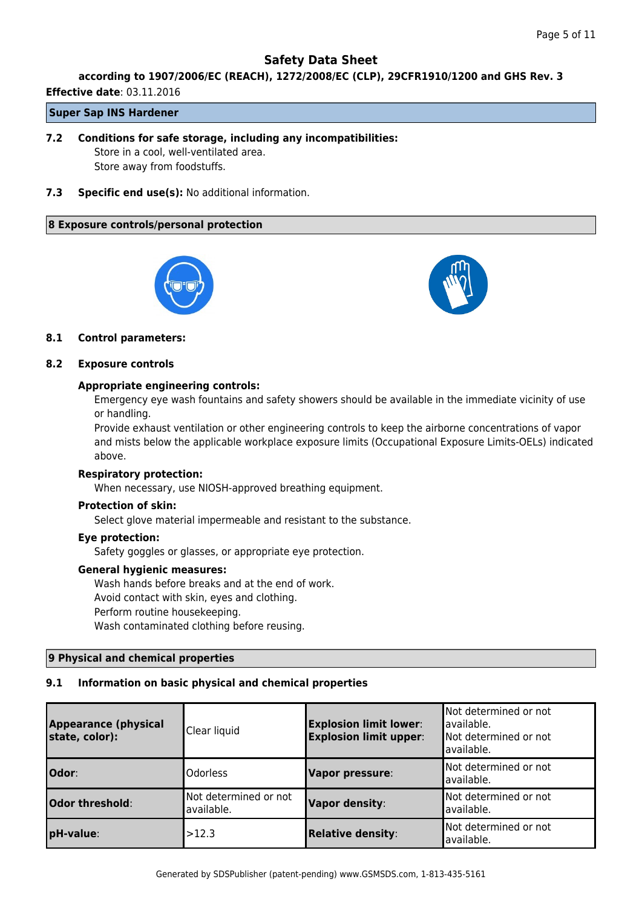Safety Data Sheet

**according to 1907/2006/EC (REACH), 1272/2008/EC (CLP), 29CFR1910/1200 and GHS Rev. 3**

**Effective date**: 03.11.2016

**Super Sap INS Hardener**

**7.2 Conditions for safe storage, including any incompatibilities:**

Store in a cool, well-ventilated area.
Store away from foodstuffs.

**7.3 Specific end use(s):** No additional information.

## 8 Exposure controls/personal protection

**8.1 Control parameters:**

**8.2 Exposure controls**

**Appropriate engineering controls:**

Emergency eye wash fountains and safety showers should be available in the immediate vicinity of use or handling.

Provide exhaust ventilation or other engineering controls to keep the airborne concentrations of vapor and mists below the applicable workplace exposure limits (Occupational Exposure Limits-OELs) indicated above.

**Respiratory protection:**

When necessary, use NIOSH-approved breathing equipment.

**Protection of skin:**

Select glove material impermeable and resistant to the substance.

**Eye protection:**

Safety goggles or glasses, or appropriate eye protection.

**General hygienic measures:**

Wash hands before breaks and at the end of work.
Avoid contact with skin, eyes and clothing.
Perform routine housekeeping.
Wash contaminated clothing before reusing.

## 9 Physical and chemical properties

**9.1 Information on basic physical and chemical properties**

| | | | |
|---|---|---|---|
| **Appearance (physical state, color):** | Clear liquid | **Explosion limit lower**: **Explosion limit upper**: | Not determined or not available. Not determined or not available. |
| **Odor**: | Odorless | **Vapor pressure**: | Not determined or not available. |
| **Odor threshold**: | Not determined or not available. | **Vapor density**: | Not determined or not available. |
| **pH-value**: | >12.3 | **Relative density**: | Not determined or not available. |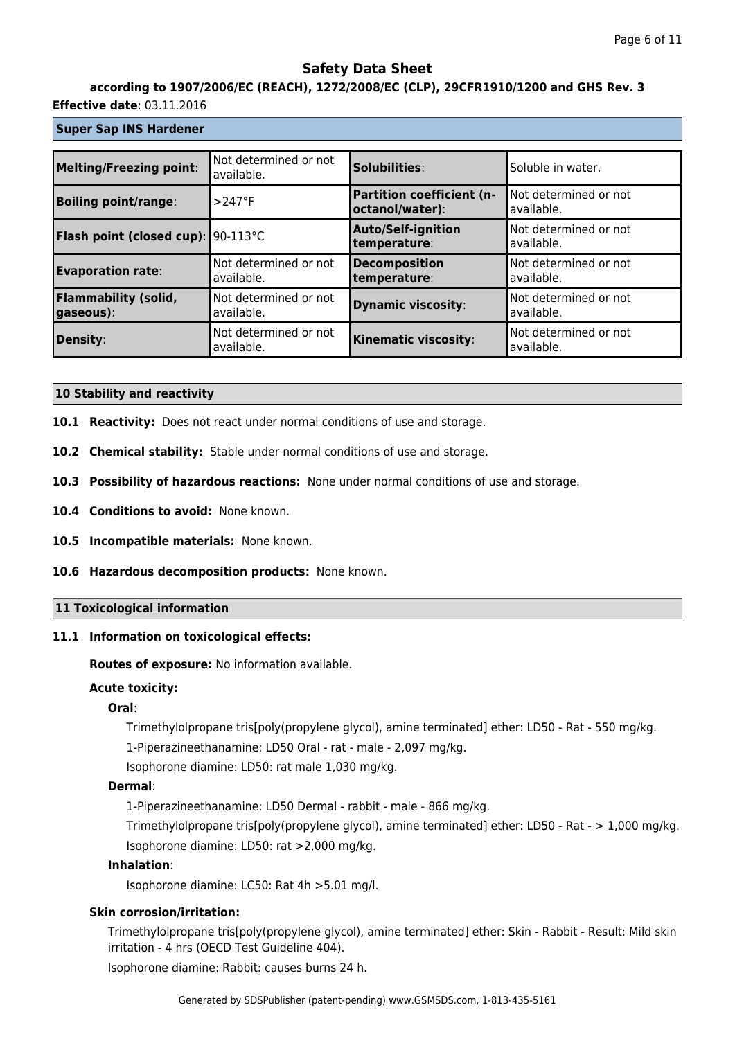# Safety Data Sheet

**according to 1907/2006/EC (REACH), 1272/2008/EC (CLP), 29CFR1910/1200 and GHS Rev. 3**

**Effective date**: 03.11.2016

**Super Sap INS Hardener**

| | | | |
|---|---|---|---|
| **Melting/Freezing point**: | Not determined or not available. | **Solubilities**: | Soluble in water. |
| **Boiling point/range**: | >247°F | **Partition coefficient (n-octanol/water)**: | Not determined or not available. |
| **Flash point (closed cup)**: | 90-113°C | **Auto/Self-ignition temperature**: | Not determined or not available. |
| **Evaporation rate**: | Not determined or not available. | **Decomposition temperature**: | Not determined or not available. |
| **Flammability (solid, gaseous)**: | Not determined or not available. | **Dynamic viscosity**: | Not determined or not available. |
| **Density**: | Not determined or not available. | **Kinematic viscosity**: | Not determined or not available. |

## 10 Stability and reactivity

**10.1 Reactivity:** Does not react under normal conditions of use and storage.

**10.2 Chemical stability:** Stable under normal conditions of use and storage.

**10.3 Possibility of hazardous reactions:** None under normal conditions of use and storage.

**10.4 Conditions to avoid:** None known.

**10.5 Incompatible materials:** None known.

**10.6 Hazardous decomposition products:** None known.

## 11 Toxicological information

**11.1 Information on toxicological effects:**

**Routes of exposure:** No information available.

**Acute toxicity:**

**Oral**:

Trimethylolpropane tris[poly(propylene glycol), amine terminated] ether: LD50 - Rat - 550 mg/kg.

1-Piperazineethanamine: LD50 Oral - rat - male - 2,097 mg/kg.

Isophorone diamine: LD50: rat male 1,030 mg/kg.

**Dermal**:

1-Piperazineethanamine: LD50 Dermal - rabbit - male - 866 mg/kg.

Trimethylolpropane tris[poly(propylene glycol), amine terminated] ether: LD50 - Rat - > 1,000 mg/kg.

Isophorone diamine: LD50: rat >2,000 mg/kg.

**Inhalation**:

Isophorone diamine: LC50: Rat 4h >5.01 mg/l.

**Skin corrosion/irritation:**

Trimethylolpropane tris[poly(propylene glycol), amine terminated] ether: Skin - Rabbit - Result: Mild skin irritation - 4 hrs (OECD Test Guideline 404).

Isophorone diamine: Rabbit: causes burns 24 h.

Generated by SDSPublisher (patent-pending) www.GSMSDS.com, 1-813-435-5161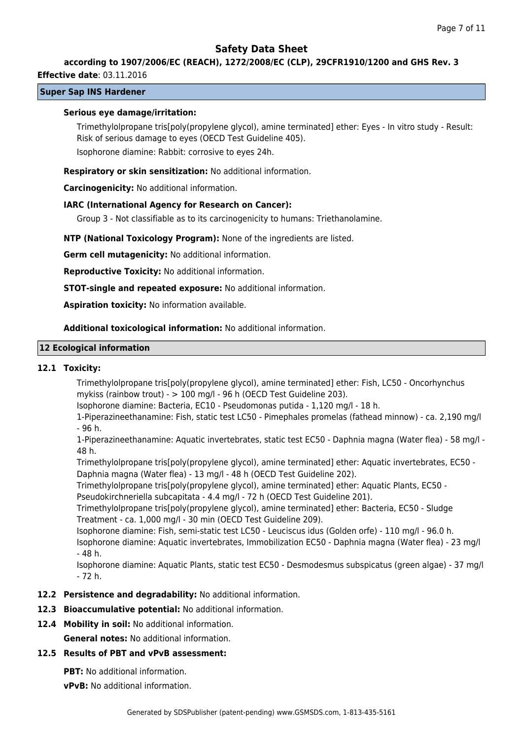# Safety Data Sheet

**according to 1907/2006/EC (REACH), 1272/2008/EC (CLP), 29CFR1910/1200 and GHS Rev. 3**

**Effective date**: 03.11.2016

**Super Sap INS Hardener**

**Serious eye damage/irritation:**

Trimethylolpropane tris[poly(propylene glycol), amine terminated] ether: Eyes - In vitro study - Result: Risk of serious damage to eyes (OECD Test Guideline 405).

Isophorone diamine: Rabbit: corrosive to eyes 24h.

**Respiratory or skin sensitization:** No additional information.

**Carcinogenicity:** No additional information.

**IARC (International Agency for Research on Cancer):**

Group 3 - Not classifiable as to its carcinogenicity to humans: Triethanolamine.

**NTP (National Toxicology Program):** None of the ingredients are listed.

**Germ cell mutagenicity:** No additional information.

**Reproductive Toxicity:** No additional information.

**STOT-single and repeated exposure:** No additional information.

**Aspiration toxicity:** No information available.

**Additional toxicological information:** No additional information.

## 12 Ecological information

**12.1 Toxicity:**

Trimethylolpropane tris[poly(propylene glycol), amine terminated] ether: Fish, LC50 - Oncorhynchus mykiss (rainbow trout) - > 100 mg/l - 96 h (OECD Test Guideline 203).
Isophorone diamine: Bacteria, EC10 - Pseudomonas putida - 1,120 mg/l - 18 h.
1-Piperazineethanamine: Fish, static test LC50 - Pimephales promelas (fathead minnow) - ca. 2,190 mg/l - 96 h.
1-Piperazineethanamine: Aquatic invertebrates, static test EC50 - Daphnia magna (Water flea) - 58 mg/l - 48 h.
Trimethylolpropane tris[poly(propylene glycol), amine terminated] ether: Aquatic invertebrates, EC50 - Daphnia magna (Water flea) - 13 mg/l - 48 h (OECD Test Guideline 202).
Trimethylolpropane tris[poly(propylene glycol), amine terminated] ether: Aquatic Plants, EC50 - Pseudokirchneriella subcapitata - 4.4 mg/l - 72 h (OECD Test Guideline 201).
Trimethylolpropane tris[poly(propylene glycol), amine terminated] ether: Bacteria, EC50 - Sludge Treatment - ca. 1,000 mg/l - 30 min (OECD Test Guideline 209).
Isophorone diamine: Fish, semi-static test LC50 - Leuciscus idus (Golden orfe) - 110 mg/l - 96.0 h.
Isophorone diamine: Aquatic invertebrates, Immobilization EC50 - Daphnia magna (Water flea) - 23 mg/l - 48 h.
Isophorone diamine: Aquatic Plants, static test EC50 - Desmodesmus subspicatus (green algae) - 37 mg/l - 72 h.

**12.2 Persistence and degradability:** No additional information.

**12.3 Bioaccumulative potential:** No additional information.

**12.4 Mobility in soil:** No additional information.

**General notes:** No additional information.

**12.5 Results of PBT and vPvB assessment:**

**PBT:** No additional information.

**vPvB:** No additional information.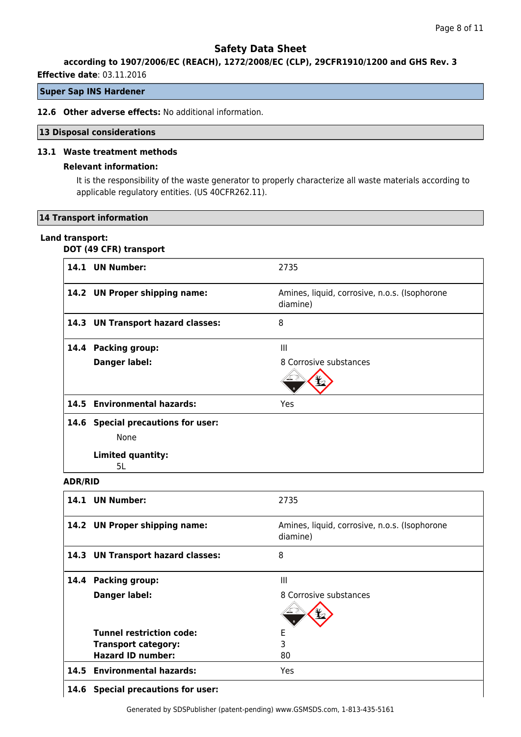# Safety Data Sheet

**according to 1907/2006/EC (REACH), 1272/2008/EC (CLP), 29CFR1910/1200 and GHS Rev. 3**

**Effective date**: 03.11.2016

**Super Sap INS Hardener**

**12.6 Other adverse effects:** No additional information.

## 13 Disposal considerations

### 13.1 Waste treatment methods

**Relevant information:**

It is the responsibility of the waste generator to properly characterize all waste materials according to applicable regulatory entities. (US 40CFR262.11).

## 14 Transport information

**Land transport:**

**DOT (49 CFR) transport**

| | |
|---|---|
| **14.1 UN Number:** | 2735 |
| **14.2 UN Proper shipping name:** | Amines, liquid, corrosive, n.o.s. (Isophorone diamine) |
| **14.3 UN Transport hazard classes:** | 8 |
| **14.4 Packing group:** | III |
| **Danger label:** | 8 Corrosive substances |
| **14.5 Environmental hazards:** | Yes |
| **14.6 Special precautions for user:** None | |
| **Limited quantity:** 5L | |

**ADR/RID**

| | |
|---|---|
| **14.1 UN Number:** | 2735 |
| **14.2 UN Proper shipping name:** | Amines, liquid, corrosive, n.o.s. (Isophorone diamine) |
| **14.3 UN Transport hazard classes:** | 8 |
| **14.4 Packing group:** | III |
| **Danger label:** | 8 Corrosive substances |
| **Tunnel restriction code:** | E |
| **Transport category:** | 3 |
| **Hazard ID number:** | 80 |
| **14.5 Environmental hazards:** | Yes |
| **14.6 Special precautions for user:** | |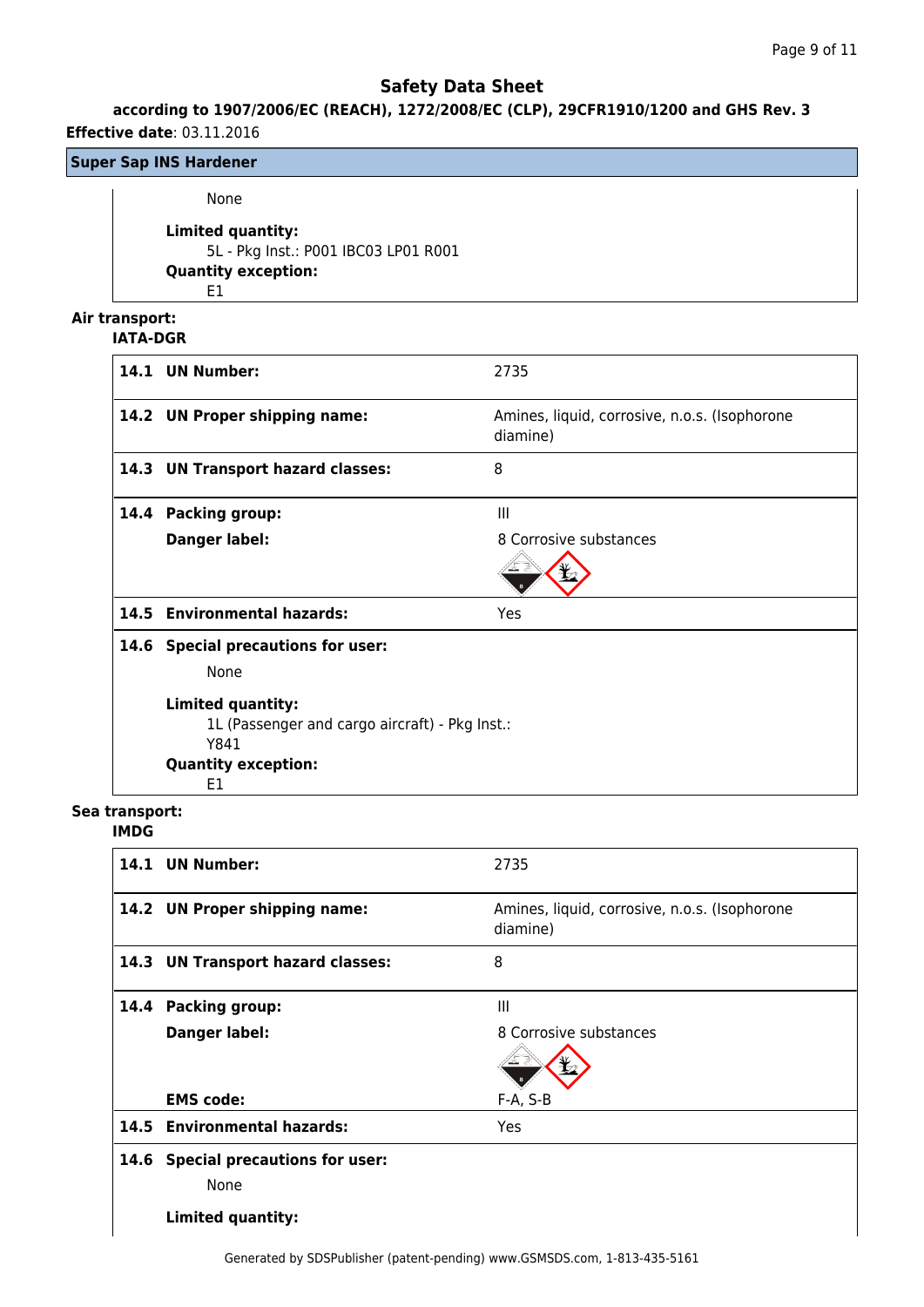**Super Sap INS Hardener**

None

**Limited quantity:**
5L - Pkg Inst.: P001 IBC03 LP01 R001

**Quantity exception:**
E1

**Air transport:**

**IATA-DGR**

| | |
|---|---|
| **14.1 UN Number:** | 2735 |
| **14.2 UN Proper shipping name:** | Amines, liquid, corrosive, n.o.s. (Isophorone diamine) |
| **14.3 UN Transport hazard classes:** | 8 |
| **14.4 Packing group:** | III |
| **Danger label:** | 8 Corrosive substances |
| **14.5 Environmental hazards:** | Yes |

**14.6 Special precautions for user:**

None

**Limited quantity:**
1L (Passenger and cargo aircraft) - Pkg Inst.: Y841

**Quantity exception:**
E1

**Sea transport:**

**IMDG**

| | |
|---|---|
| **14.1 UN Number:** | 2735 |
| **14.2 UN Proper shipping name:** | Amines, liquid, corrosive, n.o.s. (Isophorone diamine) |
| **14.3 UN Transport hazard classes:** | 8 |
| **14.4 Packing group:** | III |
| **Danger label:** | 8 Corrosive substances |
| **EMS code:** | F-A, S-B |
| **14.5 Environmental hazards:** | Yes |

**14.6 Special precautions for user:**

None

**Limited quantity:**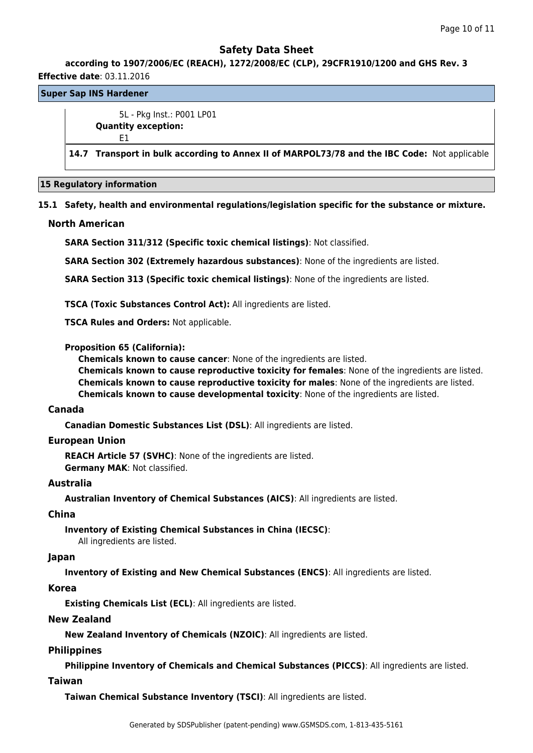5L - Pkg Inst.: P001 LP01

**Quantity exception:**

E1

**14.7 Transport in bulk according to Annex II of MARPOL73/78 and the IBC Code:** Not applicable

## 15 Regulatory information

### 15.1 Safety, health and environmental regulations/legislation specific for the substance or mixture.

#### North American

**SARA Section 311/312 (Specific toxic chemical listings)**: Not classified.

**SARA Section 302 (Extremely hazardous substances)**: None of the ingredients are listed.

**SARA Section 313 (Specific toxic chemical listings)**: None of the ingredients are listed.

**TSCA (Toxic Substances Control Act):** All ingredients are listed.

**TSCA Rules and Orders:** Not applicable.

**Proposition 65 (California):**

**Chemicals known to cause cancer**: None of the ingredients are listed.
**Chemicals known to cause reproductive toxicity for females**: None of the ingredients are listed.
**Chemicals known to cause reproductive toxicity for males**: None of the ingredients are listed.
**Chemicals known to cause developmental toxicity**: None of the ingredients are listed.

#### Canada

**Canadian Domestic Substances List (DSL)**: All ingredients are listed.

#### European Union

**REACH Article 57 (SVHC)**: None of the ingredients are listed.
**Germany MAK**: Not classified.

#### Australia

**Australian Inventory of Chemical Substances (AICS)**: All ingredients are listed.

#### China

**Inventory of Existing Chemical Substances in China (IECSC)**:
All ingredients are listed.

#### Japan

**Inventory of Existing and New Chemical Substances (ENCS)**: All ingredients are listed.

#### Korea

**Existing Chemicals List (ECL)**: All ingredients are listed.

#### New Zealand

**New Zealand Inventory of Chemicals (NZOIC)**: All ingredients are listed.

#### Philippines

**Philippine Inventory of Chemicals and Chemical Substances (PICCS)**: All ingredients are listed.

#### Taiwan

**Taiwan Chemical Substance Inventory (TSCI)**: All ingredients are listed.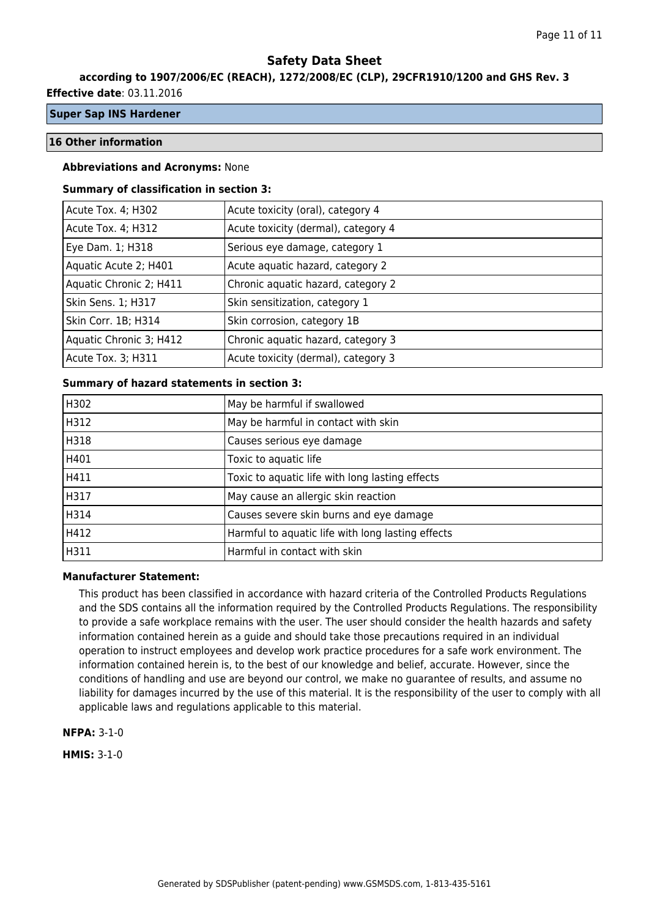# Safety Data Sheet

**according to 1907/2006/EC (REACH), 1272/2008/EC (CLP), 29CFR1910/1200 and GHS Rev. 3**

**Effective date**: 03.11.2016

**Super Sap INS Hardener**

## 16 Other information

**Abbreviations and Acronyms:** None

**Summary of classification in section 3:**

| | |
|---|---|
| Acute Tox. 4; H302 | Acute toxicity (oral), category 4 |
| Acute Tox. 4; H312 | Acute toxicity (dermal), category 4 |
| Eye Dam. 1; H318 | Serious eye damage, category 1 |
| Aquatic Acute 2; H401 | Acute aquatic hazard, category 2 |
| Aquatic Chronic 2; H411 | Chronic aquatic hazard, category 2 |
| Skin Sens. 1; H317 | Skin sensitization, category 1 |
| Skin Corr. 1B; H314 | Skin corrosion, category 1B |
| Aquatic Chronic 3; H412 | Chronic aquatic hazard, category 3 |
| Acute Tox. 3; H311 | Acute toxicity (dermal), category 3 |

**Summary of hazard statements in section 3:**

| | |
|---|---|
| H302 | May be harmful if swallowed |
| H312 | May be harmful in contact with skin |
| H318 | Causes serious eye damage |
| H401 | Toxic to aquatic life |
| H411 | Toxic to aquatic life with long lasting effects |
| H317 | May cause an allergic skin reaction |
| H314 | Causes severe skin burns and eye damage |
| H412 | Harmful to aquatic life with long lasting effects |
| H311 | Harmful in contact with skin |

**Manufacturer Statement:**

This product has been classified in accordance with hazard criteria of the Controlled Products Regulations and the SDS contains all the information required by the Controlled Products Regulations. The responsibility to provide a safe workplace remains with the user. The user should consider the health hazards and safety information contained herein as a guide and should take those precautions required in an individual operation to instruct employees and develop work practice procedures for a safe work environment. The information contained herein is, to the best of our knowledge and belief, accurate. However, since the conditions of handling and use are beyond our control, we make no guarantee of results, and assume no liability for damages incurred by the use of this material. It is the responsibility of the user to comply with all applicable laws and regulations applicable to this material.

**NFPA:** 3-1-0

**HMIS:** 3-1-0